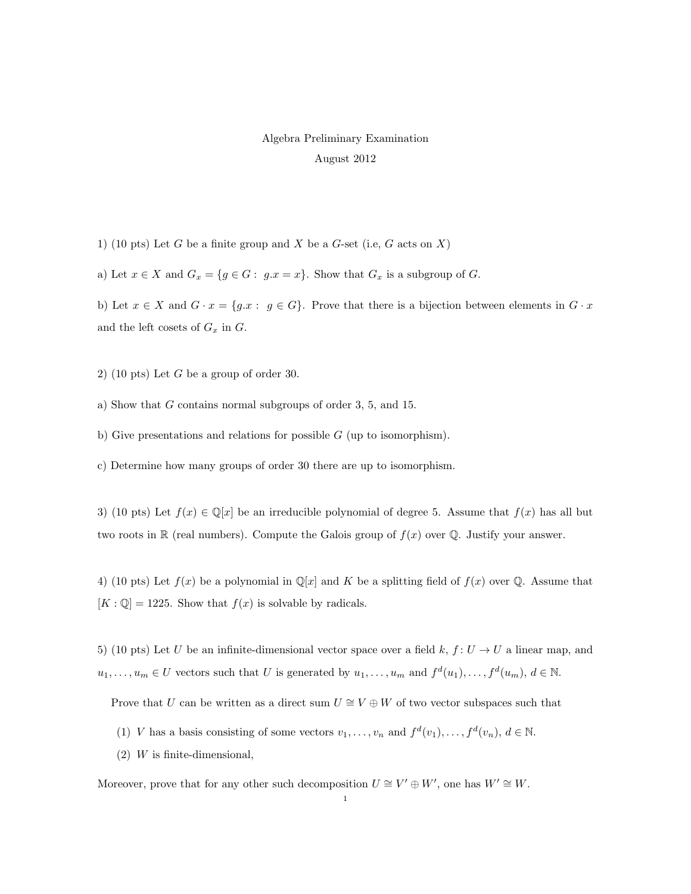# Algebra Preliminary Examination

August 2012

1) (10 pts) Let $G$ be a finite group and $X$ be a $G$-set (i.e, $G$ acts on $X$)

a) Let $x \in X$ and $G_x = \{g \in G : \; g.x = x\}$. Show that $G_x$ is a subgroup of $G$.

b) Let $x \in X$ and $G \cdot x = \{g.x : \; g \in G\}$. Prove that there is a bijection between elements in $G \cdot x$ and the left cosets of $G_x$ in $G$.

2) (10 pts) Let $G$ be a group of order 30.

a) Show that $G$ contains normal subgroups of order 3, 5, and 15.

b) Give presentations and relations for possible $G$ (up to isomorphism).

c) Determine how many groups of order 30 there are up to isomorphism.

3) (10 pts) Let $f(x) \in \mathbb{Q}[x]$ be an irreducible polynomial of degree 5. Assume that $f(x)$ has all but two roots in $\mathbb{R}$ (real numbers). Compute the Galois group of $f(x)$ over $\mathbb{Q}$. Justify your answer.

4) (10 pts) Let $f(x)$ be a polynomial in $\mathbb{Q}[x]$ and $K$ be a splitting field of $f(x)$ over $\mathbb{Q}$. Assume that $[K : \mathbb{Q}] = 1225$. Show that $f(x)$ is solvable by radicals.

5) (10 pts) Let $U$ be an infinite-dimensional vector space over a field $k$, $f : U \to U$ a linear map, and $u_1, \ldots, u_m \in U$ vectors such that $U$ is generated by $u_1, \ldots, u_m$ and $f^d(u_1), \ldots, f^d(u_m)$, $d \in \mathbb{N}$.

Prove that $U$ can be written as a direct sum $U \cong V \oplus W$ of two vector subspaces such that

(1) $V$ has a basis consisting of some vectors $v_1, \ldots, v_n$ and $f^d(v_1), \ldots, f^d(v_n)$, $d \in \mathbb{N}$.

(2) $W$ is finite-dimensional,

Moreover, prove that for any other such decomposition $U \cong V' \oplus W'$, one has $W' \cong W$.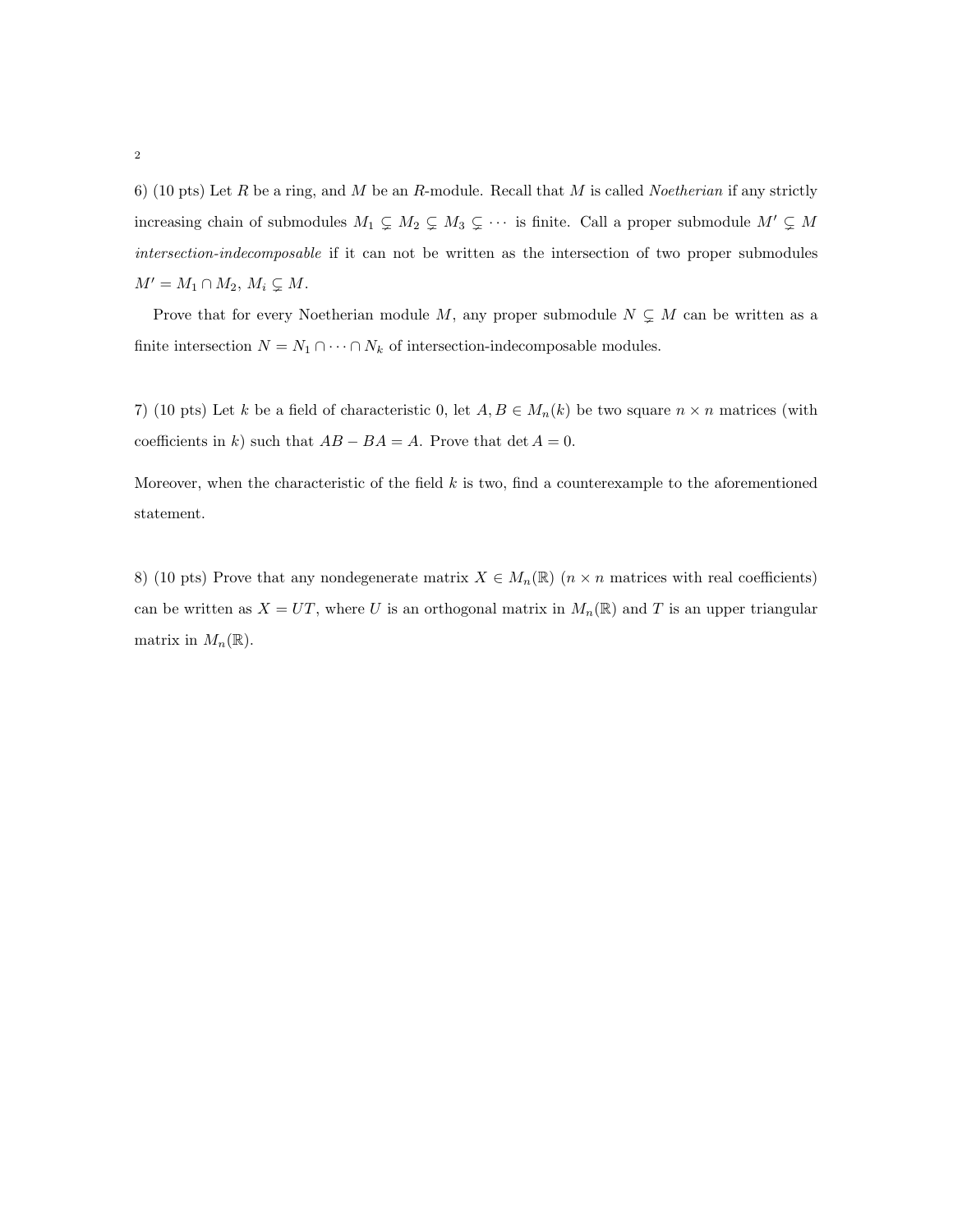6) (10 pts) Let $R$ be a ring, and $M$ be an $R$-module. Recall that $M$ is called *Noetherian* if any strictly increasing chain of submodules $M_1 \subsetneq M_2 \subsetneq M_3 \subsetneq \cdots$ is finite. Call a proper submodule $M' \subsetneq M$ *intersection-indecomposable* if it can not be written as the intersection of two proper submodules $M' = M_1 \cap M_2$, $M_i \subsetneq M$.

Prove that for every Noetherian module $M$, any proper submodule $N \subsetneq M$ can be written as a finite intersection $N = N_1 \cap \cdots \cap N_k$ of intersection-indecomposable modules.

7) (10 pts) Let $k$ be a field of characteristic 0, let $A, B \in M_n(k)$ be two square $n \times n$ matrices (with coefficients in $k$) such that $AB - BA = A$. Prove that $\det A = 0$.

Moreover, when the characteristic of the field $k$ is two, find a counterexample to the aforementioned statement.

8) (10 pts) Prove that any nondegenerate matrix $X \in M_n(\mathbb{R})$ ($n \times n$ matrices with real coefficients) can be written as $X = UT$, where $U$ is an orthogonal matrix in $M_n(\mathbb{R})$ and $T$ is an upper triangular matrix in $M_n(\mathbb{R})$.